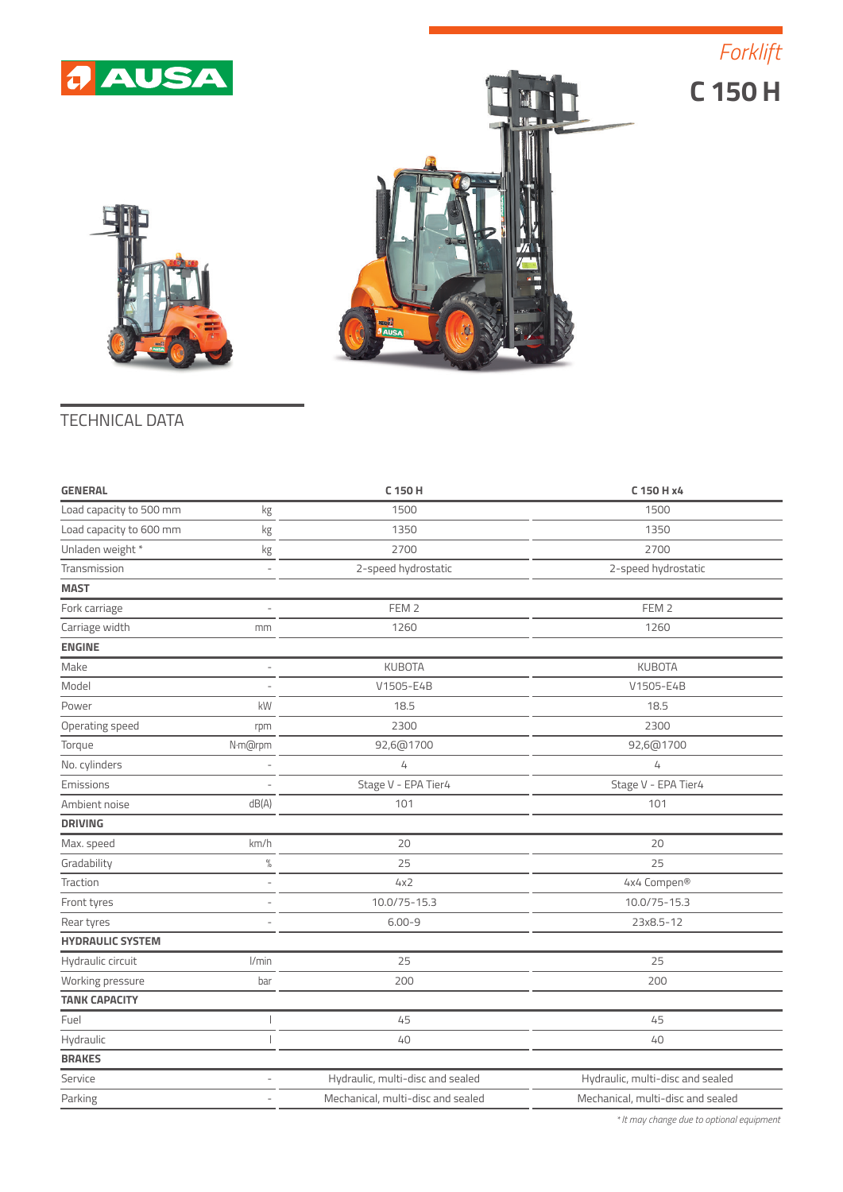# Forklift

# C 150 H

## TECHNICAL DATA

| GENERAL | | C 150 H | C 150 H x4 |
|---|---|---|---|
| Load capacity to 500 mm | kg | 1500 | 1500 |
| Load capacity to 600 mm | kg | 1350 | 1350 |
| Unladen weight * | kg | 2700 | 2700 |
| Transmission | - | 2-speed hydrostatic | 2-speed hydrostatic |
| **MAST** | | | |
| Fork carriage | - | FEM 2 | FEM 2 |
| Carriage width | mm | 1260 | 1260 |
| **ENGINE** | | | |
| Make | - | KUBOTA | KUBOTA |
| Model | - | V1505-E4B | V1505-E4B |
| Power | kW | 18.5 | 18.5 |
| Operating speed | rpm | 2300 | 2300 |
| Torque | N·m@rpm | 92,6@1700 | 92,6@1700 |
| No. cylinders | - | 4 | 4 |
| Emissions | - | Stage V - EPA Tier4 | Stage V - EPA Tier4 |
| Ambient noise | dB(A) | 101 | 101 |
| **DRIVING** | | | |
| Max. speed | km/h | 20 | 20 |
| Gradability | % | 25 | 25 |
| Traction | - | 4x2 | 4x4 Compen® |
| Front tyres | - | 10.0/75-15.3 | 10.0/75-15.3 |
| Rear tyres | - | 6.00-9 | 23x8.5-12 |
| **HYDRAULIC SYSTEM** | | | |
| Hydraulic circuit | l/min | 25 | 25 |
| Working pressure | bar | 200 | 200 |
| **TANK CAPACITY** | | | |
| Fuel | l | 45 | 45 |
| Hydraulic | l | 40 | 40 |
| **BRAKES** | | | |
| Service | - | Hydraulic, multi-disc and sealed | Hydraulic, multi-disc and sealed |
| Parking | - | Mechanical, multi-disc and sealed | Mechanical, multi-disc and sealed |

*\* It may change due to optional equipment*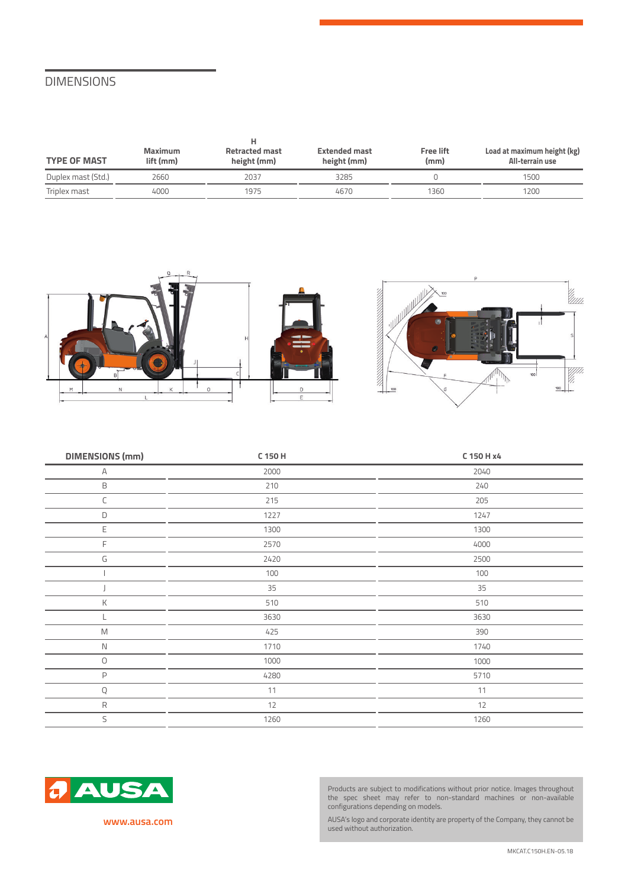## DIMENSIONS

| TYPE OF MAST | Maximum lift (mm) | H Retracted mast height (mm) | Extended mast height (mm) | Free lift (mm) | Load at maximum height (kg) All-terrain use |
|---|---|---|---|---|---|
| Duplex mast (Std.) | 2660 | 2037 | 3285 | 0 | 1500 |
| Triplex mast | 4000 | 1975 | 4670 | 1360 | 1200 |

Q R A H J C B M N K O L D E P 100 S I 100 F G 100 100

| DIMENSIONS (mm) | C 150 H | C 150 H x4 |
|---|---|---|
| A | 2000 | 2040 |
| B | 210 | 240 |
| C | 215 | 205 |
| D | 1227 | 1247 |
| E | 1300 | 1300 |
| F | 2570 | 4000 |
| G | 2420 | 2500 |
| I | 100 | 100 |
| J | 35 | 35 |
| K | 510 | 510 |
| L | 3630 | 3630 |
| M | 425 | 390 |
| N | 1710 | 1740 |
| O | 1000 | 1000 |
| P | 4280 | 5710 |
| Q | 11 | 11 |
| R | 12 | 12 |
| S | 1260 | 1260 |

AUSA

www.ausa.com

Products are subject to modifications without prior notice. Images throughout the spec sheet may refer to non-standard machines or non-available configurations depending on models.

AUSA's logo and corporate identity are property of the Company, they cannot be used without authorization.

MKCAT.C150H.EN-05.18